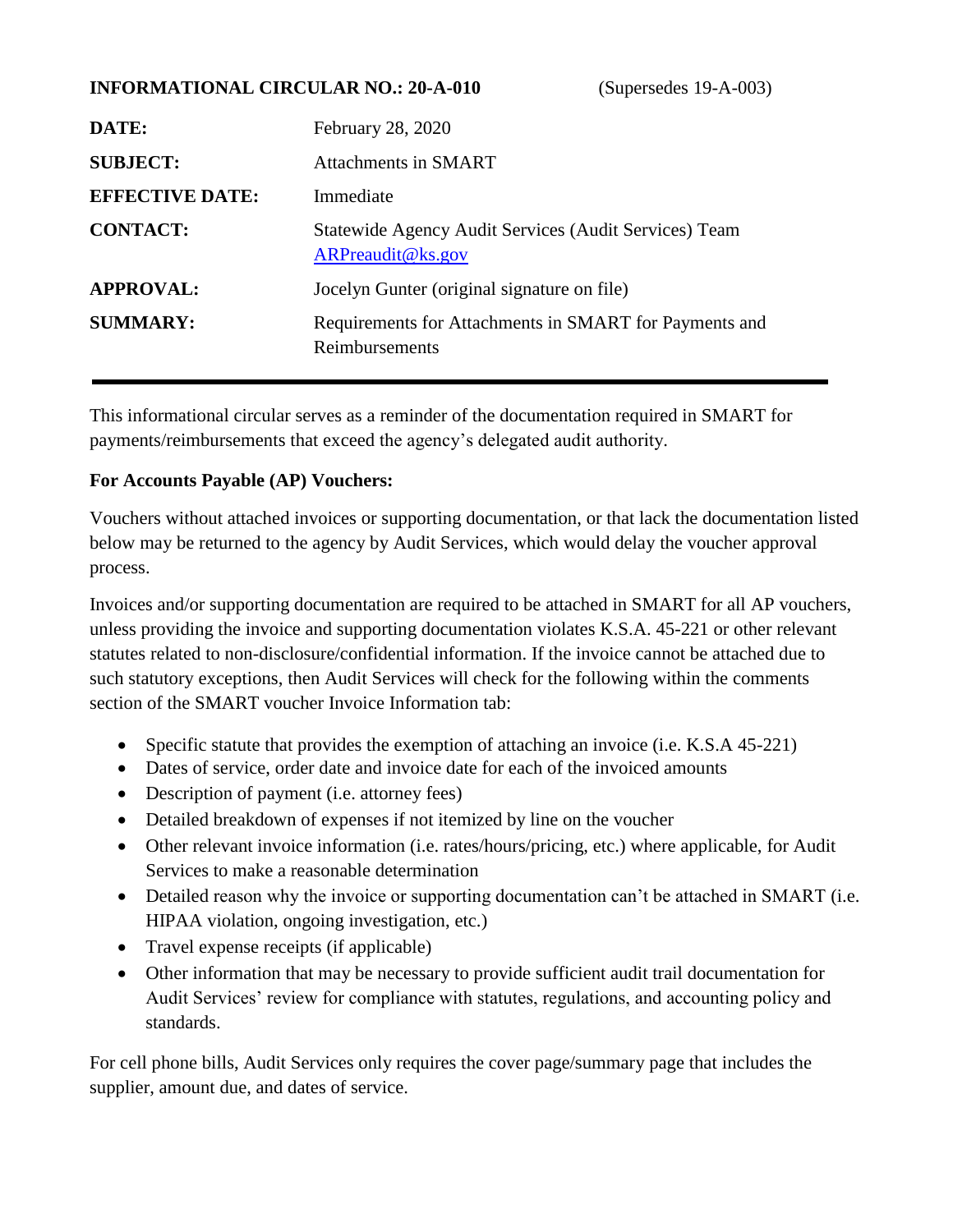**INFORMATIONAL CIRCULAR NO.: 20-A-010** (Supersedes 19-A-003)

| | |
|---|---|
| **DATE:** | February 28, 2020 |
| **SUBJECT:** | Attachments in SMART |
| **EFFECTIVE DATE:** | Immediate |
| **CONTACT:** | Statewide Agency Audit Services (Audit Services) Team ARPreaudit@ks.gov |
| **APPROVAL:** | Jocelyn Gunter (original signature on file) |
| **SUMMARY:** | Requirements for Attachments in SMART for Payments and Reimbursements |

---

This informational circular serves as a reminder of the documentation required in SMART for payments/reimbursements that exceed the agency's delegated audit authority.

**For Accounts Payable (AP) Vouchers:**

Vouchers without attached invoices or supporting documentation, or that lack the documentation listed below may be returned to the agency by Audit Services, which would delay the voucher approval process.

Invoices and/or supporting documentation are required to be attached in SMART for all AP vouchers, unless providing the invoice and supporting documentation violates K.S.A. 45-221 or other relevant statutes related to non-disclosure/confidential information. If the invoice cannot be attached due to such statutory exceptions, then Audit Services will check for the following within the comments section of the SMART voucher Invoice Information tab:

- Specific statute that provides the exemption of attaching an invoice (i.e. K.S.A 45-221)
- Dates of service, order date and invoice date for each of the invoiced amounts
- Description of payment (i.e. attorney fees)
- Detailed breakdown of expenses if not itemized by line on the voucher
- Other relevant invoice information (i.e. rates/hours/pricing, etc.) where applicable, for Audit Services to make a reasonable determination
- Detailed reason why the invoice or supporting documentation can't be attached in SMART (i.e. HIPAA violation, ongoing investigation, etc.)
- Travel expense receipts (if applicable)
- Other information that may be necessary to provide sufficient audit trail documentation for Audit Services' review for compliance with statutes, regulations, and accounting policy and standards.

For cell phone bills, Audit Services only requires the cover page/summary page that includes the supplier, amount due, and dates of service.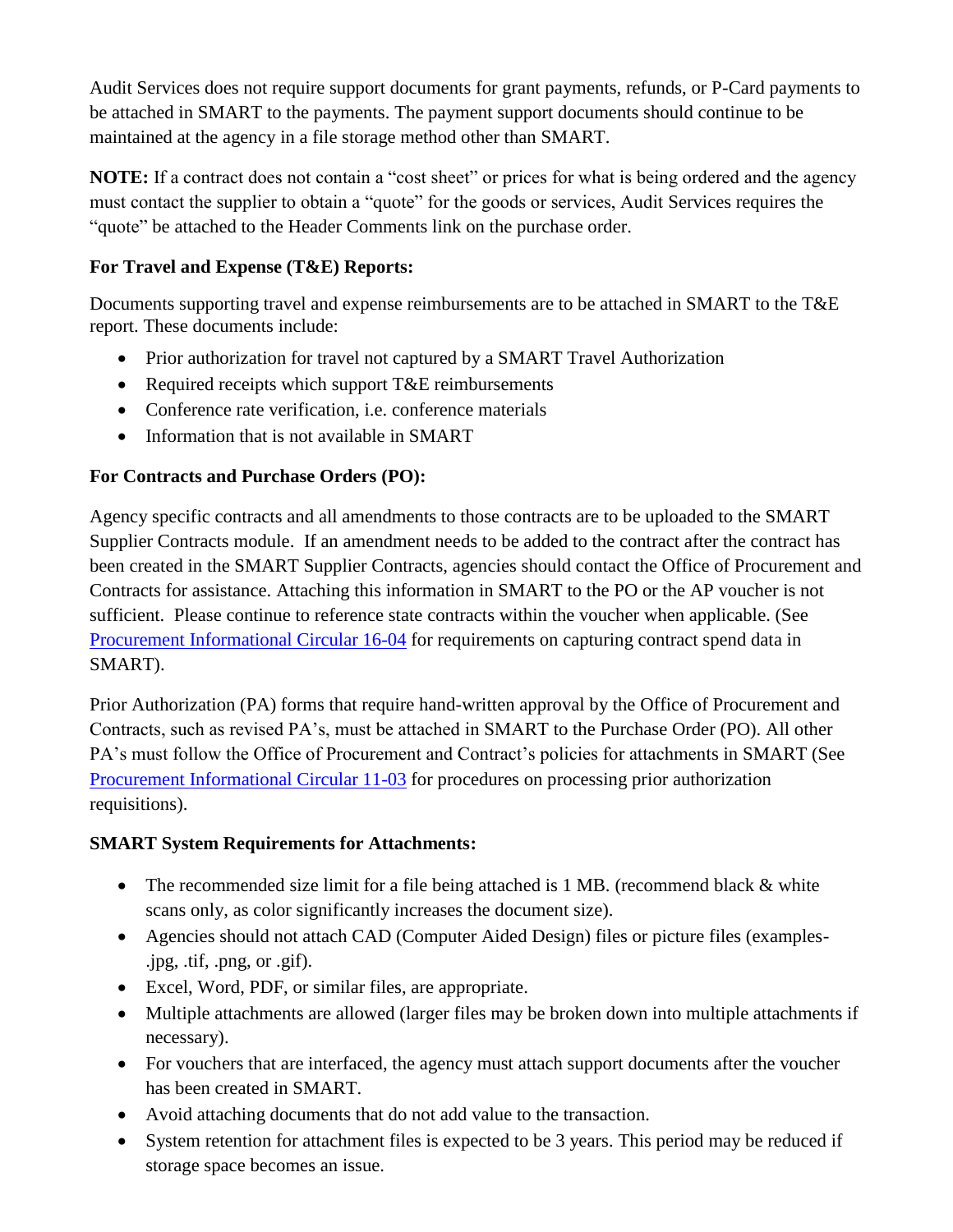Audit Services does not require support documents for grant payments, refunds, or P-Card payments to be attached in SMART to the payments. The payment support documents should continue to be maintained at the agency in a file storage method other than SMART.

**NOTE:** If a contract does not contain a "cost sheet" or prices for what is being ordered and the agency must contact the supplier to obtain a "quote" for the goods or services, Audit Services requires the "quote" be attached to the Header Comments link on the purchase order.

**For Travel and Expense (T&E) Reports:**

Documents supporting travel and expense reimbursements are to be attached in SMART to the T&E report. These documents include:

- Prior authorization for travel not captured by a SMART Travel Authorization
- Required receipts which support T&E reimbursements
- Conference rate verification, i.e. conference materials
- Information that is not available in SMART

**For Contracts and Purchase Orders (PO):**

Agency specific contracts and all amendments to those contracts are to be uploaded to the SMART Supplier Contracts module. If an amendment needs to be added to the contract after the contract has been created in the SMART Supplier Contracts, agencies should contact the Office of Procurement and Contracts for assistance. Attaching this information in SMART to the PO or the AP voucher is not sufficient. Please continue to reference state contracts within the voucher when applicable. (See Procurement Informational Circular 16-04 for requirements on capturing contract spend data in SMART).

Prior Authorization (PA) forms that require hand-written approval by the Office of Procurement and Contracts, such as revised PA's, must be attached in SMART to the Purchase Order (PO). All other PA's must follow the Office of Procurement and Contract's policies for attachments in SMART (See Procurement Informational Circular 11-03 for procedures on processing prior authorization requisitions).

**SMART System Requirements for Attachments:**

- The recommended size limit for a file being attached is 1 MB. (recommend black & white scans only, as color significantly increases the document size).
- Agencies should not attach CAD (Computer Aided Design) files or picture files (examples- .jpg, .tif, .png, or .gif).
- Excel, Word, PDF, or similar files, are appropriate.
- Multiple attachments are allowed (larger files may be broken down into multiple attachments if necessary).
- For vouchers that are interfaced, the agency must attach support documents after the voucher has been created in SMART.
- Avoid attaching documents that do not add value to the transaction.
- System retention for attachment files is expected to be 3 years. This period may be reduced if storage space becomes an issue.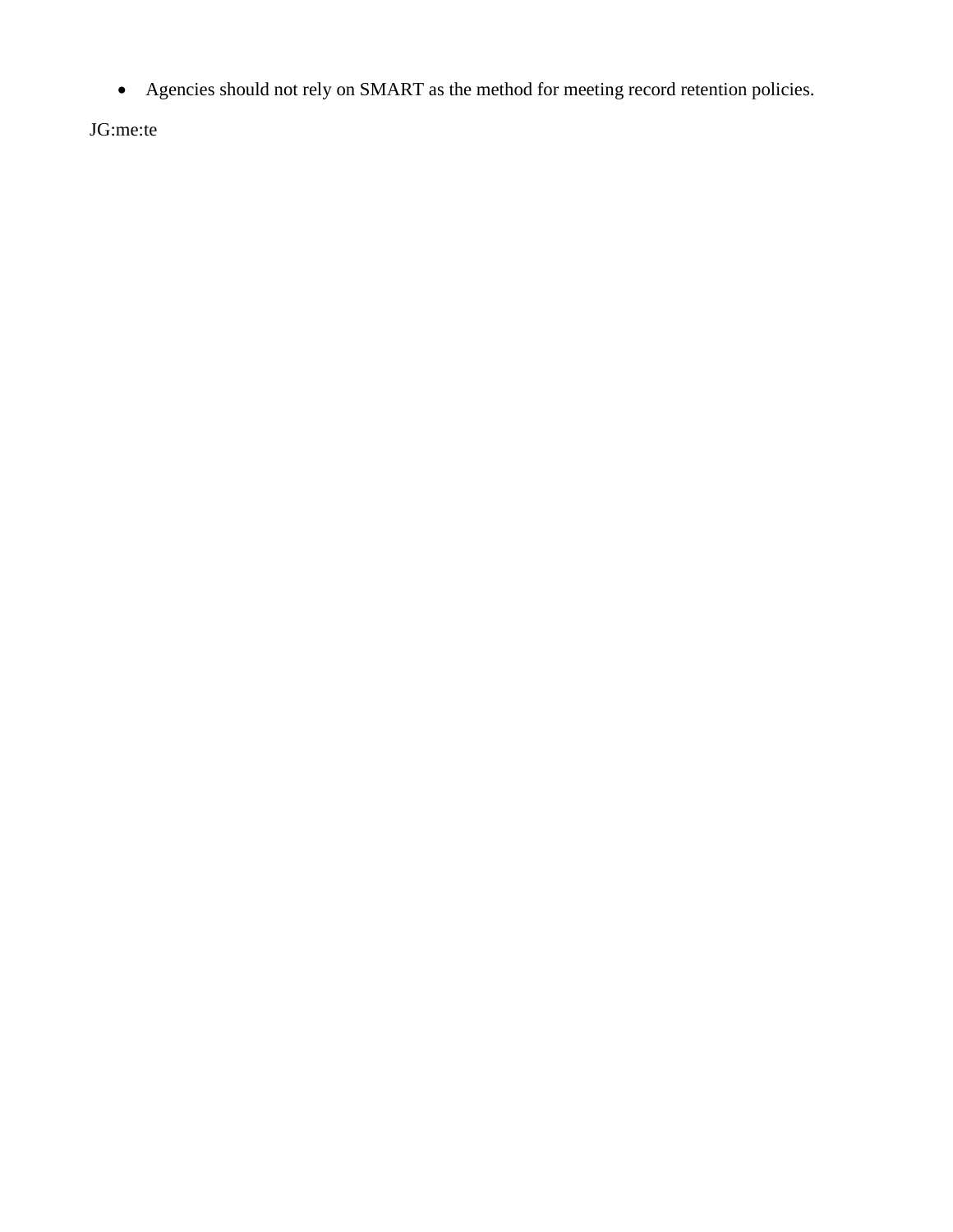- Agencies should not rely on SMART as the method for meeting record retention policies.

JG:me:te